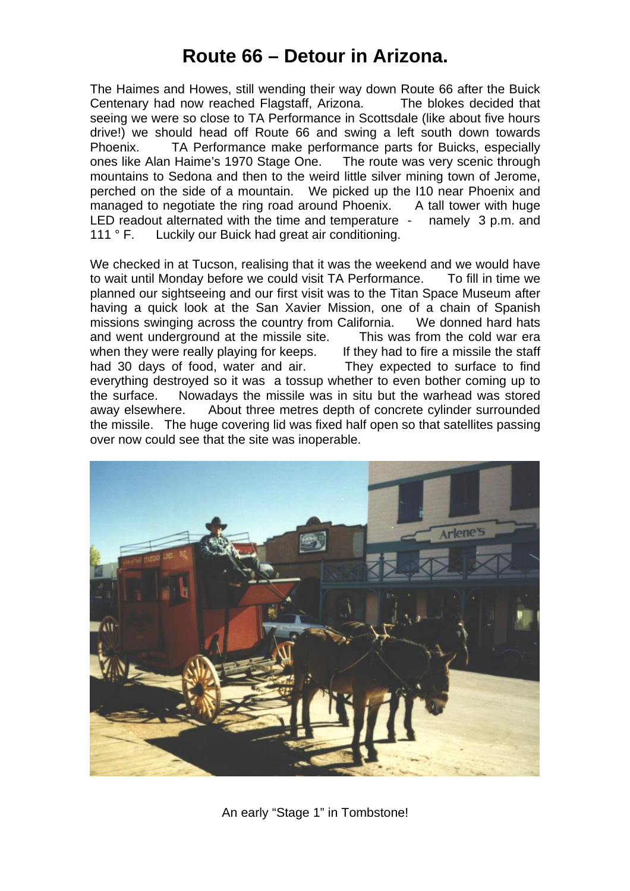# Route 66 – Detour in Arizona.

The Haimes and Howes, still wending their way down Route 66 after the Buick Centenary had now reached Flagstaff, Arizona. The blokes decided that seeing we were so close to TA Performance in Scottsdale (like about five hours drive!) we should head off Route 66 and swing a left south down towards Phoenix. TA Performance make performance parts for Buicks, especially ones like Alan Haime's 1970 Stage One. The route was very scenic through mountains to Sedona and then to the weird little silver mining town of Jerome, perched on the side of a mountain. We picked up the I10 near Phoenix and managed to negotiate the ring road around Phoenix. A tall tower with huge LED readout alternated with the time and temperature - namely 3 p.m. and 111 ° F. Luckily our Buick had great air conditioning.

We checked in at Tucson, realising that it was the weekend and we would have to wait until Monday before we could visit TA Performance. To fill in time we planned our sightseeing and our first visit was to the Titan Space Museum after having a quick look at the San Xavier Mission, one of a chain of Spanish missions swinging across the country from California. We donned hard hats and went underground at the missile site. This was from the cold war era when they were really playing for keeps. If they had to fire a missile the staff had 30 days of food, water and air. They expected to surface to find everything destroyed so it was a tossup whether to even bother coming up to the surface. Nowadays the missile was in situ but the warhead was stored away elsewhere. About three metres depth of concrete cylinder surrounded the missile. The huge covering lid was fixed half open so that satellites passing over now could see that the site was inoperable.

An early "Stage 1" in Tombstone!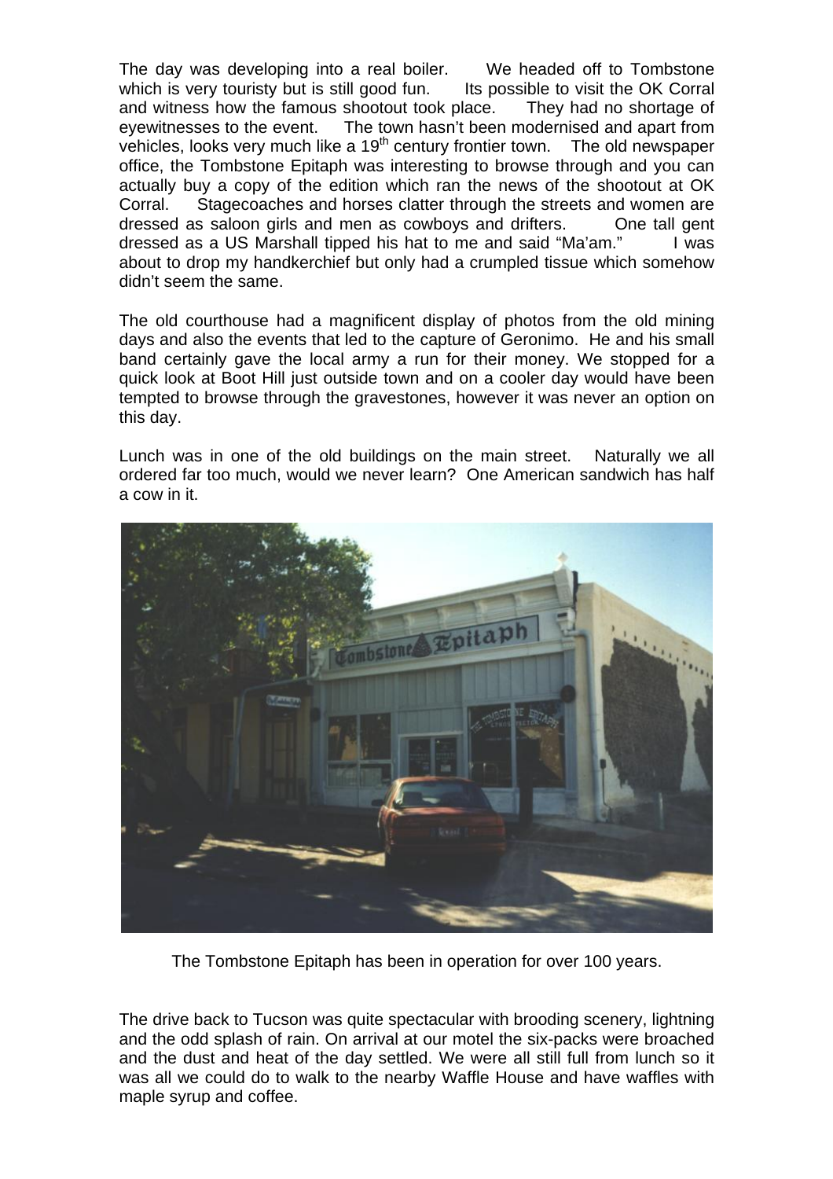The day was developing into a real boiler. We headed off to Tombstone which is very touristy but is still good fun. Its possible to visit the OK Corral and witness how the famous shootout took place. They had no shortage of eyewitnesses to the event. The town hasn't been modernised and apart from vehicles, looks very much like a 19th century frontier town. The old newspaper office, the Tombstone Epitaph was interesting to browse through and you can actually buy a copy of the edition which ran the news of the shootout at OK Corral. Stagecoaches and horses clatter through the streets and women are dressed as saloon girls and men as cowboys and drifters. One tall gent dressed as a US Marshall tipped his hat to me and said "Ma'am." I was about to drop my handkerchief but only had a crumpled tissue which somehow didn't seem the same.

The old courthouse had a magnificent display of photos from the old mining days and also the events that led to the capture of Geronimo. He and his small band certainly gave the local army a run for their money. We stopped for a quick look at Boot Hill just outside town and on a cooler day would have been tempted to browse through the gravestones, however it was never an option on this day.

Lunch was in one of the old buildings on the main street. Naturally we all ordered far too much, would we never learn? One American sandwich has half a cow in it.

The Tombstone Epitaph has been in operation for over 100 years.

The drive back to Tucson was quite spectacular with brooding scenery, lightning and the odd splash of rain. On arrival at our motel the six-packs were broached and the dust and heat of the day settled. We were all still full from lunch so it was all we could do to walk to the nearby Waffle House and have waffles with maple syrup and coffee.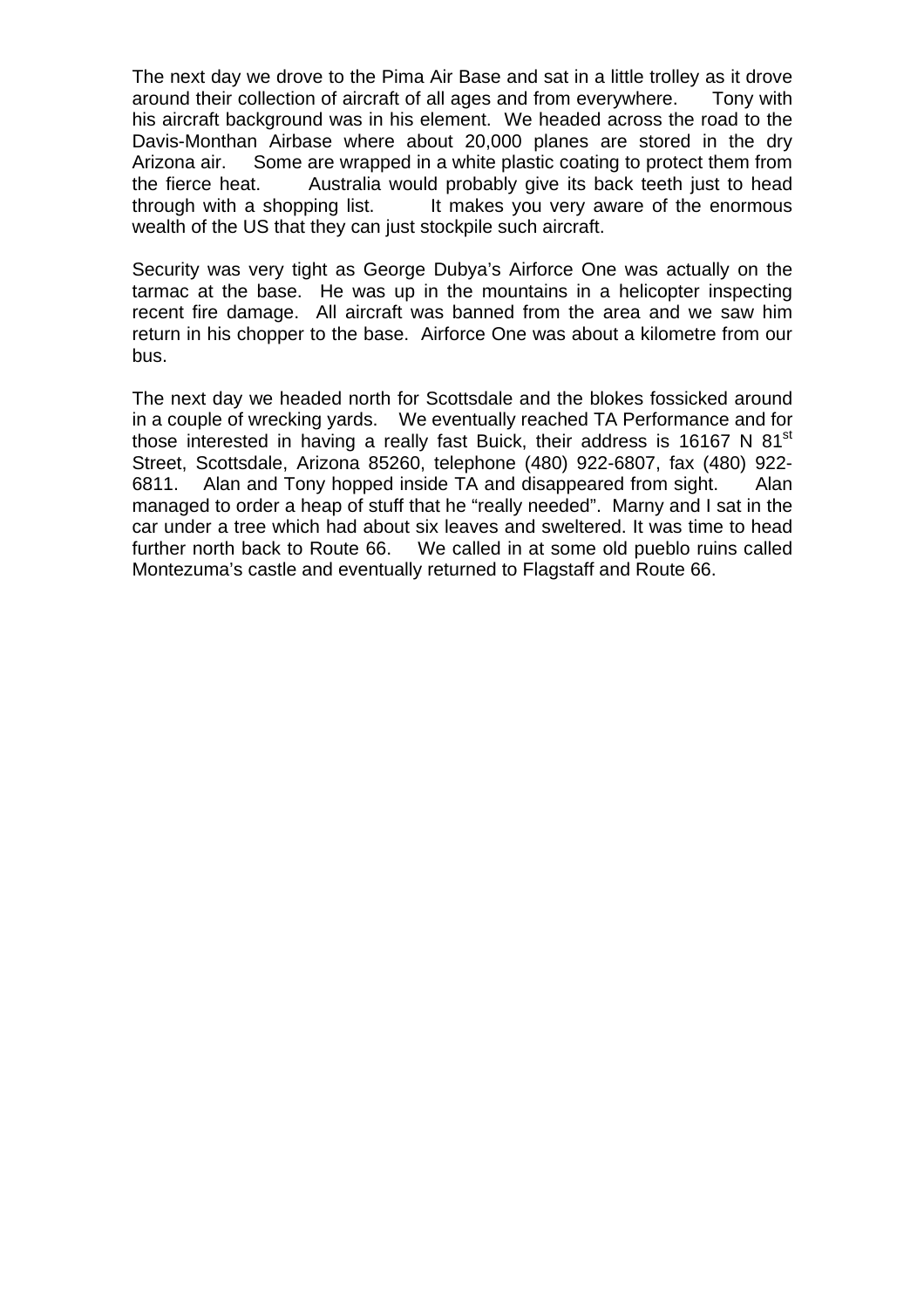The next day we drove to the Pima Air Base and sat in a little trolley as it drove around their collection of aircraft of all ages and from everywhere. Tony with his aircraft background was in his element. We headed across the road to the Davis-Monthan Airbase where about 20,000 planes are stored in the dry Arizona air. Some are wrapped in a white plastic coating to protect them from the fierce heat. Australia would probably give its back teeth just to head through with a shopping list. It makes you very aware of the enormous wealth of the US that they can just stockpile such aircraft.

Security was very tight as George Dubya's Airforce One was actually on the tarmac at the base. He was up in the mountains in a helicopter inspecting recent fire damage. All aircraft was banned from the area and we saw him return in his chopper to the base. Airforce One was about a kilometre from our bus.

The next day we headed north for Scottsdale and the blokes fossicked around in a couple of wrecking yards. We eventually reached TA Performance and for those interested in having a really fast Buick, their address is 16167 N 81st Street, Scottsdale, Arizona 85260, telephone (480) 922-6807, fax (480) 922-6811. Alan and Tony hopped inside TA and disappeared from sight. Alan managed to order a heap of stuff that he "really needed". Marny and I sat in the car under a tree which had about six leaves and sweltered. It was time to head further north back to Route 66. We called in at some old pueblo ruins called Montezuma's castle and eventually returned to Flagstaff and Route 66.